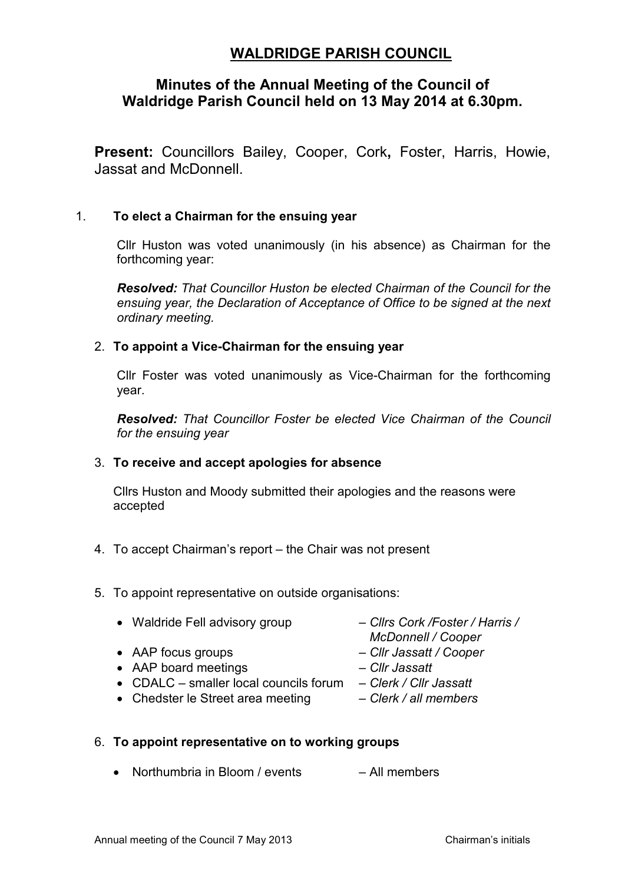# WALDRIDGE PARISH COUNCIL

## Minutes of the Annual Meeting of the Council of Waldridge Parish Council held on 13 May 2014 at 6.30pm.

**Present:** Councillors Bailey, Cooper, Cork**,** Foster, Harris, Howie, Jassat and McDonnell.

1. **To elect a Chairman for the ensuing year**

   Cllr Huston was voted unanimously (in his absence) as Chairman for the forthcoming year:

   ***Resolved:*** *That Councillor Huston be elected Chairman of the Council for the ensuing year, the Declaration of Acceptance of Office to be signed at the next ordinary meeting.*

2. **To appoint a Vice-Chairman for the ensuing year**

   Cllr Foster was voted unanimously as Vice-Chairman for the forthcoming year.

   ***Resolved:*** *That Councillor Foster be elected Vice Chairman of the Council for the ensuing year*

3. **To receive and accept apologies for absence**

   Cllrs Huston and Moody submitted their apologies and the reasons were accepted

4. To accept Chairman's report – the Chair was not present

5. To appoint representative on outside organisations:

   - Waldride Fell advisory group – *Cllrs Cork /Foster / Harris / McDonnell / Cooper*
   - AAP focus groups – *Cllr Jassatt / Cooper*
   - AAP board meetings – *Cllr Jassatt*
   - CDALC – smaller local councils forum – *Clerk / Cllr Jassatt*
   - Chedster le Street area meeting – *Clerk / all members*

6. **To appoint representative on to working groups**

   - Northumbria in Bloom / events – All members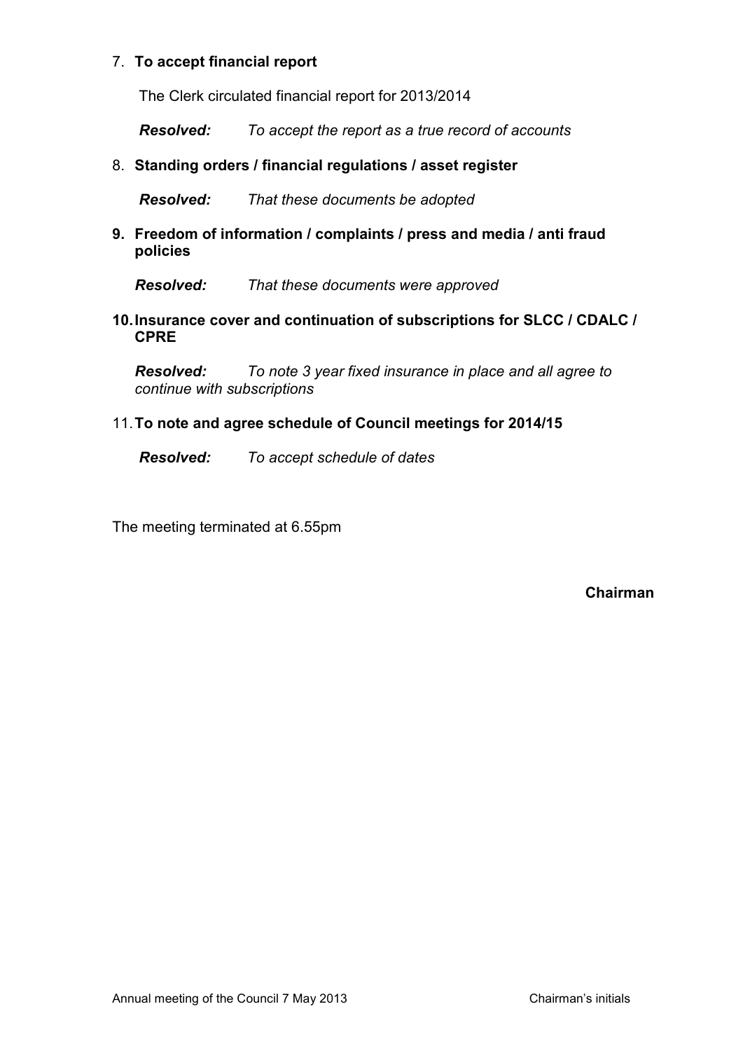7. **To accept financial report**

   The Clerk circulated financial report for 2013/2014

   ***Resolved:*** *To accept the report as a true record of accounts*

8. **Standing orders / financial regulations / asset register**

   ***Resolved:*** *That these documents be adopted*

9. **Freedom of information / complaints / press and media / anti fraud policies**

   ***Resolved:*** *That these documents were approved*

10. **Insurance cover and continuation of subscriptions for SLCC / CDALC / CPRE**

    ***Resolved:*** *To note 3 year fixed insurance in place and all agree to continue with subscriptions*

11. **To note and agree schedule of Council meetings for 2014/15**

    ***Resolved:*** *To accept schedule of dates*

The meeting terminated at 6.55pm

**Chairman**